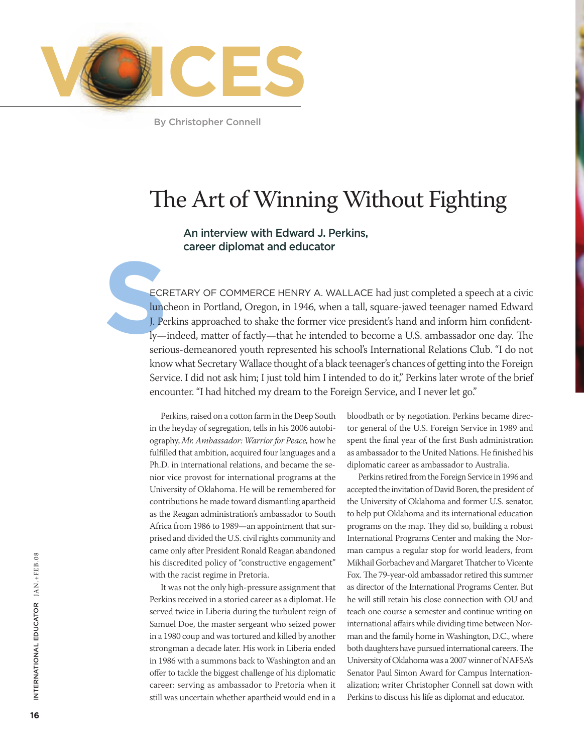VOICES

By Christopher Connell

# The Art of Winning Without Fighting

## An interview with Edward J. Perkins, career diplomat and educator

SECRETARY OF COMMERCE HENRY A. WALLACE had just completed a speech at a civic luncheon in Portland, Oregon, in 1946, when a tall, square-jawed teenager named Edward J. Perkins approached to shake the former vice president's hand and inform him confidently—indeed, matter of factly—that he intended to become a U.S. ambassador one day. The serious-demeanored youth represented his school's International Relations Club. "I do not know what Secretary Wallace thought of a black teenager's chances of getting into the Foreign Service. I did not ask him; I just told him I intended to do it," Perkins later wrote of the brief encounter. "I had hitched my dream to the Foreign Service, and I never let go."

Perkins, raised on a cotton farm in the Deep South in the heyday of segregation, tells in his 2006 autobiography, *Mr. Ambassador: Warrior for Peace,* how he fulfilled that ambition, acquired four languages and a Ph.D. in international relations, and became the senior vice provost for international programs at the University of Oklahoma. He will be remembered for contributions he made toward dismantling apartheid as the Reagan administration's ambassador to South Africa from 1986 to 1989—an appointment that surprised and divided the U.S. civil rights community and came only after President Ronald Reagan abandoned his discredited policy of "constructive engagement" with the racist regime in Pretoria.

It was not the only high-pressure assignment that Perkins received in a storied career as a diplomat. He served twice in Liberia during the turbulent reign of Samuel Doe, the master sergeant who seized power in a 1980 coup and was tortured and killed by another strongman a decade later. His work in Liberia ended in 1986 with a summons back to Washington and an offer to tackle the biggest challenge of his diplomatic career: serving as ambassador to Pretoria when it still was uncertain whether apartheid would end in a bloodbath or by negotiation. Perkins became director general of the U.S. Foreign Service in 1989 and spent the final year of the first Bush administration as ambassador to the United Nations. He finished his diplomatic career as ambassador to Australia.

Perkins retired from the Foreign Service in 1996 and accepted the invitation of David Boren, the president of the University of Oklahoma and former U.S. senator, to help put Oklahoma and its international education programs on the map. They did so, building a robust International Programs Center and making the Norman campus a regular stop for world leaders, from Mikhail Gorbachev and Margaret Thatcher to Vicente Fox. The 79-year-old ambassador retired this summer as director of the International Programs Center. But he will still retain his close connection with OU and teach one course a semester and continue writing on international affairs while dividing time between Norman and the family home in Washington, D.C., where both daughters have pursued international careers. The University of Oklahoma was a 2007 winner of NAFSA's Senator Paul Simon Award for Campus Internationalization; writer Christopher Connell sat down with Perkins to discuss his life as diplomat and educator.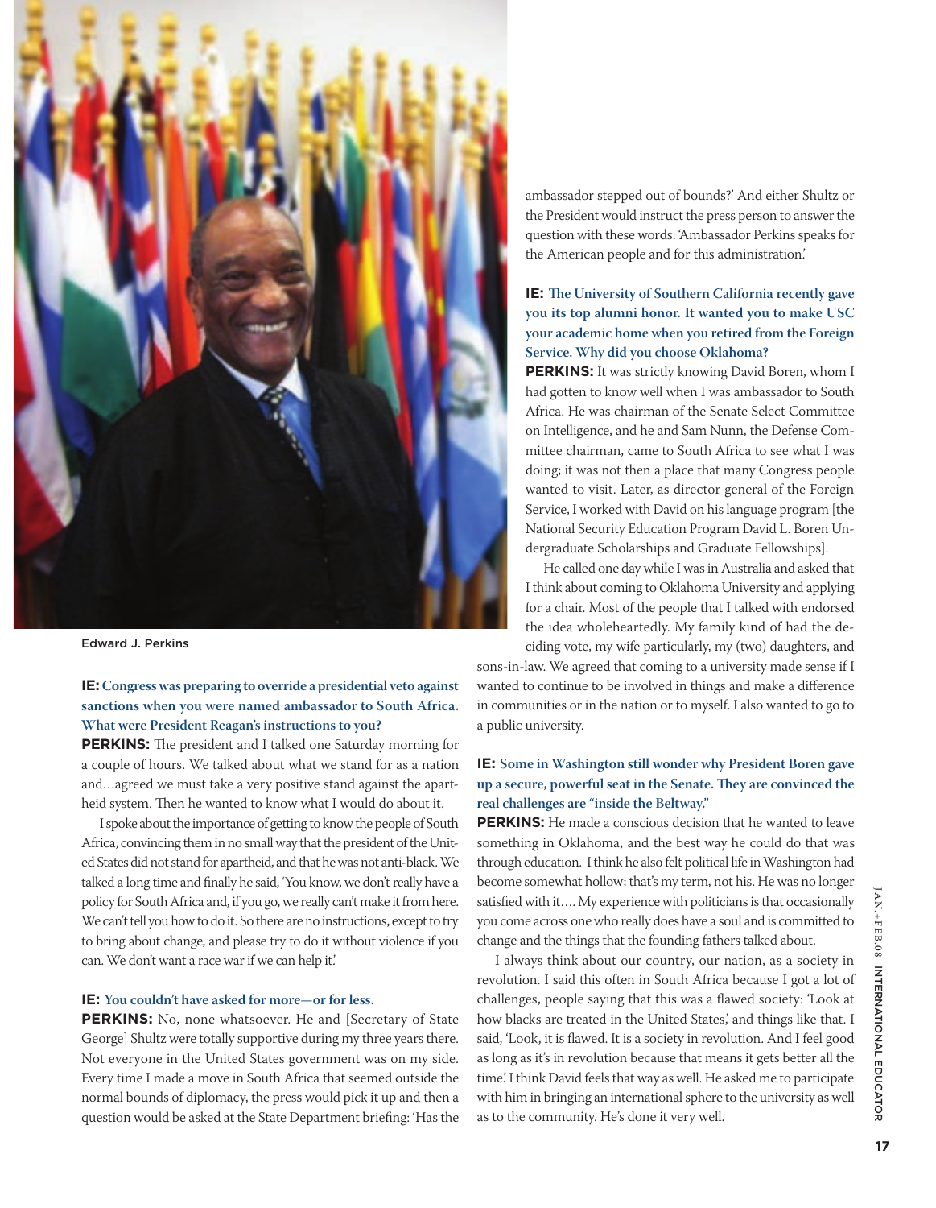Edward J. Perkins

**IE: Congress was preparing to override a presidential veto against sanctions when you were named ambassador to South Africa. What were President Reagan's instructions to you?**

**PERKINS:** The president and I talked one Saturday morning for a couple of hours. We talked about what we stand for as a nation and…agreed we must take a very positive stand against the apartheid system. Then he wanted to know what I would do about it.

I spoke about the importance of getting to know the people of South Africa, convincing them in no small way that the president of the United States did not stand for apartheid, and that he was not anti-black. We talked a long time and finally he said, 'You know, we don't really have a policy for South Africa and, if you go, we really can't make it from here. We can't tell you how to do it. So there are no instructions, except to try to bring about change, and please try to do it without violence if you can. We don't want a race war if we can help it.'

**IE: You couldn't have asked for more—or for less.**

**PERKINS:** No, none whatsoever. He and [Secretary of State George] Shultz were totally supportive during my three years there. Not everyone in the United States government was on my side. Every time I made a move in South Africa that seemed outside the normal bounds of diplomacy, the press would pick it up and then a question would be asked at the State Department briefing: 'Has the ambassador stepped out of bounds?' And either Shultz or the President would instruct the press person to answer the question with these words: 'Ambassador Perkins speaks for the American people and for this administration.'

**IE: The University of Southern California recently gave you its top alumni honor. It wanted you to make USC your academic home when you retired from the Foreign Service. Why did you choose Oklahoma?**

**PERKINS:** It was strictly knowing David Boren, whom I had gotten to know well when I was ambassador to South Africa. He was chairman of the Senate Select Committee on Intelligence, and he and Sam Nunn, the Defense Committee chairman, came to South Africa to see what I was doing; it was not then a place that many Congress people wanted to visit. Later, as director general of the Foreign Service, I worked with David on his language program [the National Security Education Program David L. Boren Undergraduate Scholarships and Graduate Fellowships].

He called one day while I was in Australia and asked that I think about coming to Oklahoma University and applying for a chair. Most of the people that I talked with endorsed the idea wholeheartedly. My family kind of had the deciding vote, my wife particularly, my (two) daughters, and sons-in-law. We agreed that coming to a university made sense if I wanted to continue to be involved in things and make a difference in communities or in the nation or to myself. I also wanted to go to a public university.

**IE: Some in Washington still wonder why President Boren gave up a secure, powerful seat in the Senate. They are convinced the real challenges are "inside the Beltway."**

**PERKINS:** He made a conscious decision that he wanted to leave something in Oklahoma, and the best way he could do that was through education. I think he also felt political life in Washington had become somewhat hollow; that's my term, not his. He was no longer satisfied with it…. My experience with politicians is that occasionally you come across one who really does have a soul and is committed to change and the things that the founding fathers talked about.

I always think about our country, our nation, as a society in revolution. I said this often in South Africa because I got a lot of challenges, people saying that this was a flawed society: 'Look at how blacks are treated in the United States,' and things like that. I said, 'Look, it is flawed. It is a society in revolution. And I feel good as long as it's in revolution because that means it gets better all the time.' I think David feels that way as well. He asked me to participate with him in bringing an international sphere to the university as well as to the community. He's done it very well.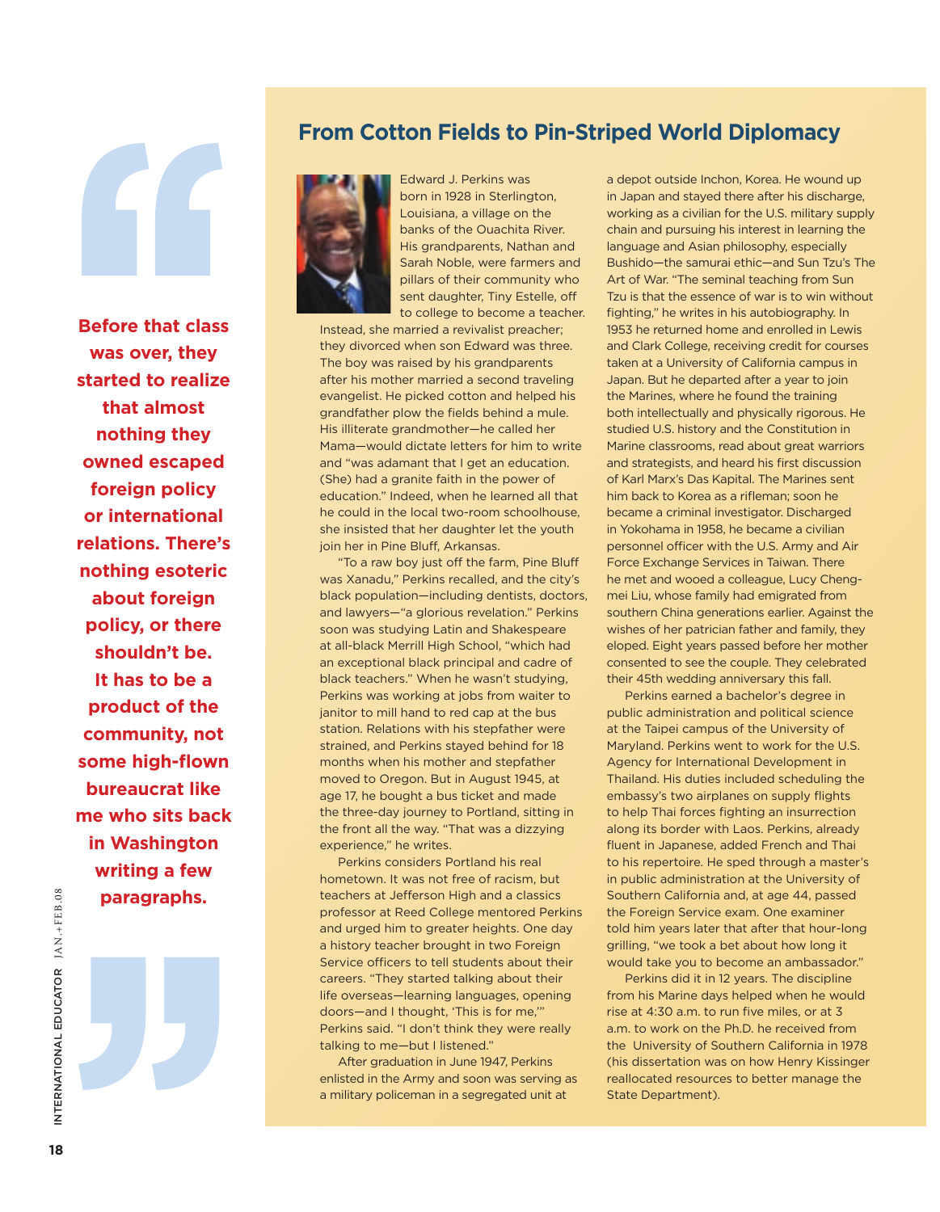> Before that class was over, they started to realize that almost nothing they owned escaped foreign policy or international relations. There's nothing esoteric about foreign policy, or there shouldn't be. It has to be a product of the community, not some high-flown bureaucrat like me who sits back in Washington writing a few paragraphs.

## From Cotton Fields to Pin-Striped World Diplomacy

Edward J. Perkins was born in 1928 in Sterlington, Louisiana, a village on the banks of the Ouachita River. His grandparents, Nathan and Sarah Noble, were farmers and pillars of their community who sent daughter, Tiny Estelle, off to college to become a teacher. Instead, she married a revivalist preacher; they divorced when son Edward was three. The boy was raised by his grandparents after his mother married a second traveling evangelist. He picked cotton and helped his grandfather plow the fields behind a mule. His illiterate grandmother—he called her Mama—would dictate letters for him to write and "was adamant that I get an education. (She) had a granite faith in the power of education." Indeed, when he learned all that he could in the local two-room schoolhouse, she insisted that her daughter let the youth join her in Pine Bluff, Arkansas.

"To a raw boy just off the farm, Pine Bluff was Xanadu," Perkins recalled, and the city's black population—including dentists, doctors, and lawyers—"a glorious revelation." Perkins soon was studying Latin and Shakespeare at all-black Merrill High School, "which had an exceptional black principal and cadre of black teachers." When he wasn't studying, Perkins was working at jobs from waiter to janitor to mill hand to red cap at the bus station. Relations with his stepfather were strained, and Perkins stayed behind for 18 months when his mother and stepfather moved to Oregon. But in August 1945, at age 17, he bought a bus ticket and made the three-day journey to Portland, sitting in the front all the way. "That was a dizzying experience," he writes.

Perkins considers Portland his real hometown. It was not free of racism, but teachers at Jefferson High and a classics professor at Reed College mentored Perkins and urged him to greater heights. One day a history teacher brought in two Foreign Service officers to tell students about their careers. "They started talking about their life overseas—learning languages, opening doors—and I thought, 'This is for me,'" Perkins said. "I don't think they were really talking to me—but I listened."

After graduation in June 1947, Perkins enlisted in the Army and soon was serving as a military policeman in a segregated unit at a depot outside Inchon, Korea. He wound up in Japan and stayed there after his discharge, working as a civilian for the U.S. military supply chain and pursuing his interest in learning the language and Asian philosophy, especially Bushido—the samurai ethic—and Sun Tzu's The Art of War. "The seminal teaching from Sun Tzu is that the essence of war is to win without fighting," he writes in his autobiography. In 1953 he returned home and enrolled in Lewis and Clark College, receiving credit for courses taken at a University of California campus in Japan. But he departed after a year to join the Marines, where he found the training both intellectually and physically rigorous. He studied U.S. history and the Constitution in Marine classrooms, read about great warriors and strategists, and heard his first discussion of Karl Marx's Das Kapital. The Marines sent him back to Korea as a rifleman; soon he became a criminal investigator. Discharged in Yokohama in 1958, he became a civilian personnel officer with the U.S. Army and Air Force Exchange Services in Taiwan. There he met and wooed a colleague, Lucy Cheng-mei Liu, whose family had emigrated from southern China generations earlier. Against the wishes of her patrician father and family, they eloped. Eight years passed before her mother consented to see the couple. They celebrated their 45th wedding anniversary this fall.

Perkins earned a bachelor's degree in public administration and political science at the Taipei campus of the University of Maryland. Perkins went to work for the U.S. Agency for International Development in Thailand. His duties included scheduling the embassy's two airplanes on supply flights to help Thai forces fighting an insurrection along its border with Laos. Perkins, already fluent in Japanese, added French and Thai to his repertoire. He sped through a master's in public administration at the University of Southern California and, at age 44, passed the Foreign Service exam. One examiner told him years later that after that hour-long grilling, "we took a bet about how long it would take you to become an ambassador."

Perkins did it in 12 years. The discipline from his Marine days helped when he would rise at 4:30 a.m. to run five miles, or at 3 a.m. to work on the Ph.D. he received from the University of Southern California in 1978 (his dissertation was on how Henry Kissinger reallocated resources to better manage the State Department).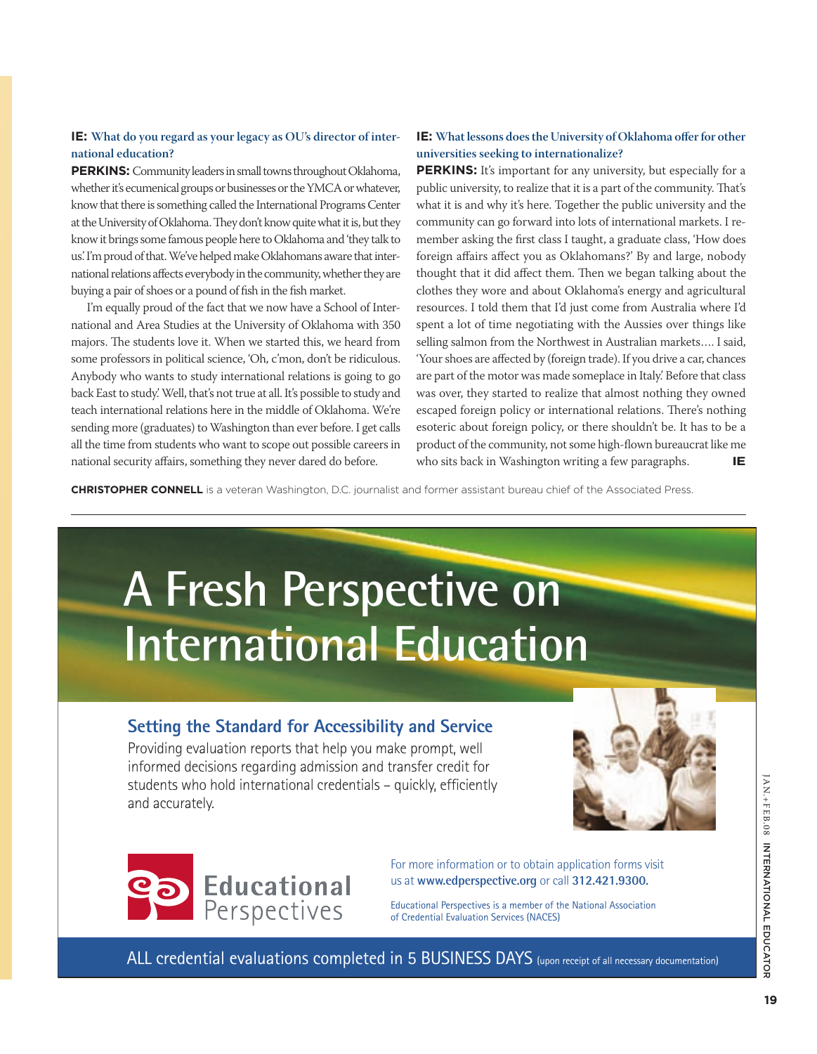**IE: What do you regard as your legacy as OU's director of international education?**

**PERKINS:** Community leaders in small towns throughout Oklahoma, whether it's ecumenical groups or businesses or the YMCA or whatever, know that there is something called the International Programs Center at the University of Oklahoma. They don't know quite what it is, but they know it brings some famous people here to Oklahoma and 'they talk to us.' I'm proud of that. We've helped make Oklahomans aware that international relations affects everybody in the community, whether they are buying a pair of shoes or a pound of fish in the fish market.

I'm equally proud of the fact that we now have a School of International and Area Studies at the University of Oklahoma with 350 majors. The students love it. When we started this, we heard from some professors in political science, 'Oh, c'mon, don't be ridiculous. Anybody who wants to study international relations is going to go back East to study.' Well, that's not true at all. It's possible to study and teach international relations here in the middle of Oklahoma. We're sending more (graduates) to Washington than ever before. I get calls all the time from students who want to scope out possible careers in national security affairs, something they never dared do before.

**IE: What lessons does the University of Oklahoma offer for other universities seeking to internationalize?**

**PERKINS:** It's important for any university, but especially for a public university, to realize that it is a part of the community. That's what it is and why it's here. Together the public university and the community can go forward into lots of international markets. I remember asking the first class I taught, a graduate class, 'How does foreign affairs affect you as Oklahomans?' By and large, nobody thought that it did affect them. Then we began talking about the clothes they wore and about Oklahoma's energy and agricultural resources. I told them that I'd just come from Australia where I'd spent a lot of time negotiating with the Aussies over things like selling salmon from the Northwest in Australian markets.... I said, 'Your shoes are affected by (foreign trade). If you drive a car, chances are part of the motor was made someplace in Italy.' Before that class was over, they started to realize that almost nothing they owned escaped foreign policy or international relations. There's nothing esoteric about foreign policy, or there shouldn't be. It has to be a product of the community, not some high-flown bureaucrat like me who sits back in Washington writing a few paragraphs. **IE**

**CHRISTOPHER CONNELL** is a veteran Washington, D.C. journalist and former assistant bureau chief of the Associated Press.

---

# A Fresh Perspective on International Education

## Setting the Standard for Accessibility and Service

Providing evaluation reports that help you make prompt, well informed decisions regarding admission and transfer credit for students who hold international credentials – quickly, efficiently and accurately.

Educational Perspectives

For more information or to obtain application forms visit us at **www.edperspective.org** or call **312.421.9300.**

Educational Perspectives is a member of the National Association of Credential Evaluation Services (NACES)

ALL credential evaluations completed in 5 BUSINESS DAYS (upon receipt of all necessary documentation)